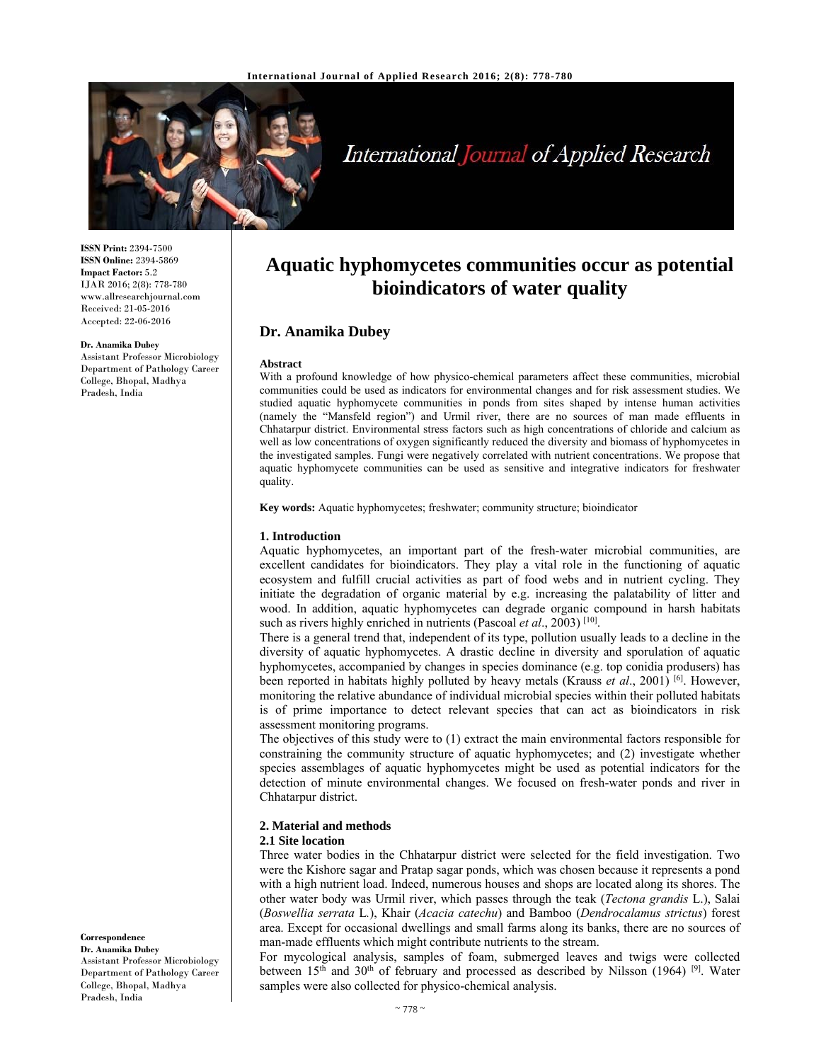ISSN Print: 2394-7500
ISSN Online: 2394-5869
Impact Factor: 5.2
IJAR 2016; 2(8): 778-780
www.allresearchjournal.com
Received: 21-05-2016
Accepted: 22-06-2016

**Dr. Anamika Dubey**
Assistant Professor Microbiology Department of Pathology Career College, Bhopal, Madhya Pradesh, India

# Aquatic hyphomycetes communities occur as potential bioindicators of water quality

## Dr. Anamika Dubey

**Abstract**

With a profound knowledge of how physico-chemical parameters affect these communities, microbial communities could be used as indicators for environmental changes and for risk assessment studies. We studied aquatic hyphomycete communities in ponds from sites shaped by intense human activities (namely the "Mansfeld region") and Urmil river, there are no sources of man made effluents in Chhatarpur district. Environmental stress factors such as high concentrations of chloride and calcium as well as low concentrations of oxygen significantly reduced the diversity and biomass of hyphomycetes in the investigated samples. Fungi were negatively correlated with nutrient concentrations. We propose that aquatic hyphomycete communities can be used as sensitive and integrative indicators for freshwater quality.

**Key words:** Aquatic hyphomycetes; freshwater; community structure; bioindicator

### 1. Introduction

Aquatic hyphomycetes, an important part of the fresh-water microbial communities, are excellent candidates for bioindicators. They play a vital role in the functioning of aquatic ecosystem and fulfill crucial activities as part of food webs and in nutrient cycling. They initiate the degradation of organic material by e.g. increasing the palatability of litter and wood. In addition, aquatic hyphomycetes can degrade organic compound in harsh habitats such as rivers highly enriched in nutrients (Pascoal *et al*., 2003) [10].

There is a general trend that, independent of its type, pollution usually leads to a decline in the diversity of aquatic hyphomycetes. A drastic decline in diversity and sporulation of aquatic hyphomycetes, accompanied by changes in species dominance (e.g. top conidia producers) has been reported in habitats highly polluted by heavy metals (Krauss *et al*., 2001) [6]. However, monitoring the relative abundance of individual microbial species within their polluted habitats is of prime importance to detect relevant species that can act as bioindicators in risk assessment monitoring programs.

The objectives of this study were to (1) extract the main environmental factors responsible for constraining the community structure of aquatic hyphomycetes; and (2) investigate whether species assemblages of aquatic hyphomycetes might be used as potential indicators for the detection of minute environmental changes. We focused on fresh-water ponds and river in Chhatarpur district.

### 2. Material and methods

#### 2.1 Site location

Three water bodies in the Chhatarpur district were selected for the field investigation. Two were the Kishore sagar and Pratap sagar ponds, which was chosen because it represents a pond with a high nutrient load. Indeed, numerous houses and shops are located along its shores. The other water body was Urmil river, which passes through the teak (*Tectona grandis* L.), Salai (*Boswellia serrata* L.), Khair (*Acacia catechu*) and Bamboo (*Dendrocalamus strictus*) forest area. Except for occasional dwellings and small farms along its banks, there are no sources of man-made effluents which might contribute nutrients to the stream.

For mycological analysis, samples of foam, submerged leaves and twigs were collected between 15th and 30th of february and processed as described by Nilsson (1964) [9]. Water samples were also collected for physico-chemical analysis.

**Correspondence**
**Dr. Anamika Dubey**
Assistant Professor Microbiology Department of Pathology Career College, Bhopal, Madhya Pradesh, India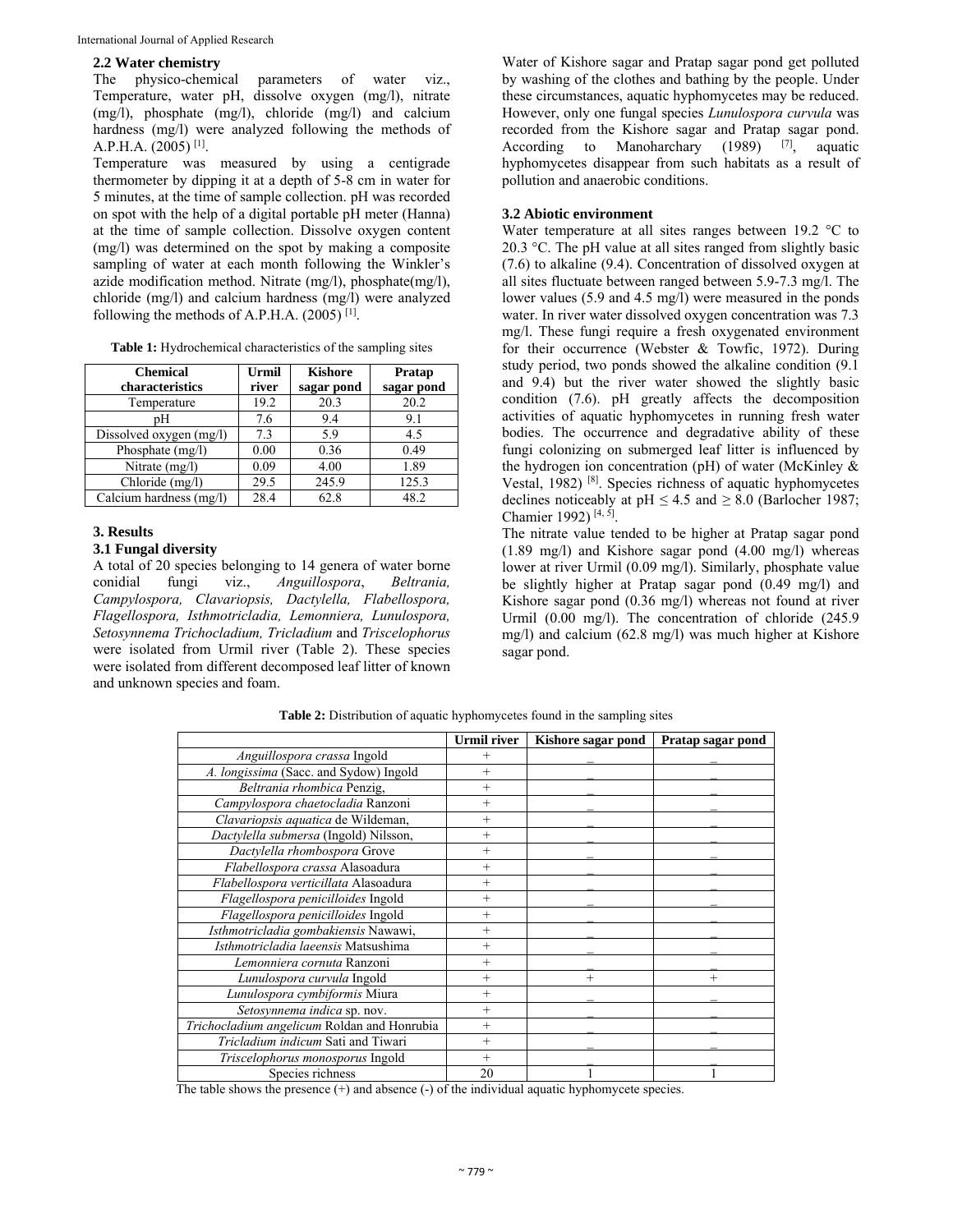### 2.2 Water chemistry

The physico-chemical parameters of water viz., Temperature, water pH, dissolve oxygen (mg/l), nitrate (mg/l), phosphate (mg/l), chloride (mg/l) and calcium hardness (mg/l) were analyzed following the methods of A.P.H.A. (2005) [1].

Temperature was measured by using a centigrade thermometer by dipping it at a depth of 5-8 cm in water for 5 minutes, at the time of sample collection. pH was recorded on spot with the help of a digital portable pH meter (Hanna) at the time of sample collection. Dissolve oxygen content (mg/l) was determined on the spot by making a composite sampling of water at each month following the Winkler's azide modification method. Nitrate (mg/l), phosphate(mg/l), chloride (mg/l) and calcium hardness (mg/l) were analyzed following the methods of A.P.H.A. (2005) [1].

**Table 1:** Hydrochemical characteristics of the sampling sites

| Chemical characteristics | Urmil river | Kishore sagar pond | Pratap sagar pond |
|---|---|---|---|
| Temperature | 19.2 | 20.3 | 20.2 |
| pH | 7.6 | 9.4 | 9.1 |
| Dissolved oxygen (mg/l) | 7.3 | 5.9 | 4.5 |
| Phosphate (mg/l) | 0.00 | 0.36 | 0.49 |
| Nitrate (mg/l) | 0.09 | 4.00 | 1.89 |
| Chloride (mg/l) | 29.5 | 245.9 | 125.3 |
| Calcium hardness (mg/l) | 28.4 | 62.8 | 48.2 |

## 3. Results

### 3.1 Fungal diversity

A total of 20 species belonging to 14 genera of water borne conidial fungi viz., *Anguillospora*, *Beltrania, Campylospora, Clavariopsis, Dactylella, Flabellospora, Flagellospora, Isthmotricladia, Lemonniera, Lunulospora, Setosynnema Trichocladium, Tricladium* and *Triscelophorus* were isolated from Urmil river (Table 2). These species were isolated from different decomposed leaf litter of known and unknown species and foam.

Water of Kishore sagar and Pratap sagar pond get polluted by washing of the clothes and bathing by the people. Under these circumstances, aquatic hyphomycetes may be reduced. However, only one fungal species *Lunulospora curvula* was recorded from the Kishore sagar and Pratap sagar pond. According to Manoharchary (1989) [7], aquatic hyphomycetes disappear from such habitats as a result of pollution and anaerobic conditions.

### 3.2 Abiotic environment

Water temperature at all sites ranges between 19.2 °C to 20.3 °C. The pH value at all sites ranged from slightly basic (7.6) to alkaline (9.4). Concentration of dissolved oxygen at all sites fluctuate between ranged between 5.9-7.3 mg/l. The lower values (5.9 and 4.5 mg/l) were measured in the ponds water. In river water dissolved oxygen concentration was 7.3 mg/l. These fungi require a fresh oxygenated environment for their occurrence (Webster & Towfic, 1972). During study period, two ponds showed the alkaline condition (9.1 and 9.4) but the river water showed the slightly basic condition (7.6). pH greatly affects the decomposition activities of aquatic hyphomycetes in running fresh water bodies. The occurrence and degradative ability of these fungi colonizing on submerged leaf litter is influenced by the hydrogen ion concentration (pH) of water (McKinley & Vestal, 1982) [8]. Species richness of aquatic hyphomycetes declines noticeably at pH ≤ 4.5 and ≥ 8.0 (Barlocher 1987; Chamier 1992) [4, 5].

The nitrate value tended to be higher at Pratap sagar pond (1.89 mg/l) and Kishore sagar pond (4.00 mg/l) whereas lower at river Urmil (0.09 mg/l). Similarly, phosphate value be slightly higher at Pratap sagar pond (0.49 mg/l) and Kishore sagar pond (0.36 mg/l) whereas not found at river Urmil (0.00 mg/l). The concentration of chloride (245.9 mg/l) and calcium (62.8 mg/l) was much higher at Kishore sagar pond.

**Table 2:** Distribution of aquatic hyphomycetes found in the sampling sites

| | Urmil river | Kishore sagar pond | Pratap sagar pond |
|---|---|---|---|
| *Anguillospora crassa* Ingold | + | _ | _ |
| *A. longissima* (Sacc. and Sydow) Ingold | + | _ | _ |
| *Beltrania rhombica* Penzig, | + | _ | _ |
| *Campylospora chaetocladia* Ranzoni | + | _ | _ |
| *Clavariopsis aquatica* de Wildeman, | + | _ | _ |
| *Dactylella submersa* (Ingold) Nilsson, | + | _ | _ |
| *Dactylella rhombospora* Grove | + | _ | _ |
| *Flabellospora crassa* Alasoadura | + | _ | _ |
| *Flabellospora verticillata* Alasoadura | + | _ | _ |
| *Flagellospora penicilloides* Ingold | + | _ | _ |
| *Flagellospora penicilloides* Ingold | + | _ | _ |
| *Isthmotricladia gombakiensis* Nawawi, | + | _ | _ |
| *Isthmotricladia laeensis* Matsushima | + | _ | _ |
| *Lemonniera cornuta* Ranzoni | + | _ | _ |
| *Lunulospora curvula* Ingold | + | + | + |
| *Lunulospora cymbiformis* Miura | + | _ | _ |
| *Setosynnema indica* sp. nov. | + | _ | _ |
| *Trichocladium angelicum* Roldan and Honrubia | + | _ | _ |
| *Tricladium indicum* Sati and Tiwari | + | _ | _ |
| *Triscelophorus monosporus* Ingold | + | _ | _ |
| Species richness | 20 | 1 | 1 |

The table shows the presence (+) and absence (-) of the individual aquatic hyphomycete species.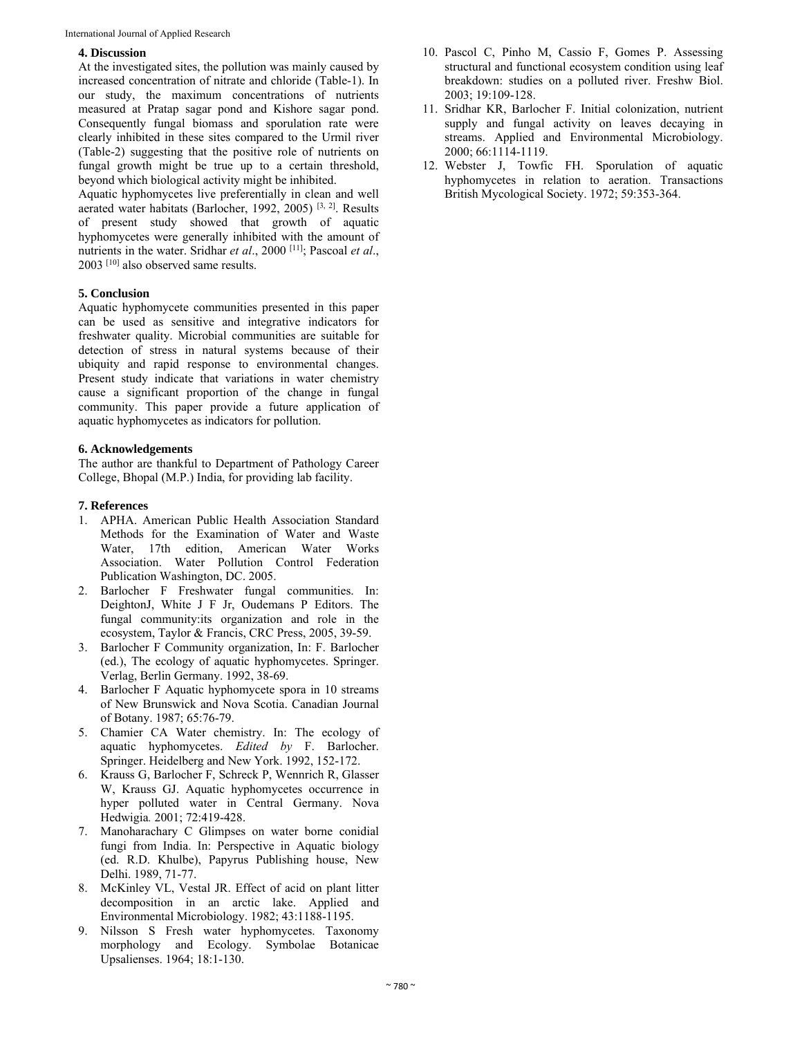## 4. Discussion

At the investigated sites, the pollution was mainly caused by increased concentration of nitrate and chloride (Table-1). In our study, the maximum concentrations of nutrients measured at Pratap sagar pond and Kishore sagar pond. Consequently fungal biomass and sporulation rate were clearly inhibited in these sites compared to the Urmil river (Table-2) suggesting that the positive role of nutrients on fungal growth might be true up to a certain threshold, beyond which biological activity might be inhibited.

Aquatic hyphomycetes live preferentially in clean and well aerated water habitats (Barlocher, 1992, 2005) [3, 2]. Results of present study showed that growth of aquatic hyphomycetes were generally inhibited with the amount of nutrients in the water. Sridhar *et al*., 2000 [11]; Pascoal *et al*., 2003 [10] also observed same results.

## 5. Conclusion

Aquatic hyphomycete communities presented in this paper can be used as sensitive and integrative indicators for freshwater quality. Microbial communities are suitable for detection of stress in natural systems because of their ubiquity and rapid response to environmental changes. Present study indicate that variations in water chemistry cause a significant proportion of the change in fungal community. This paper provide a future application of aquatic hyphomycetes as indicators for pollution.

## 6. Acknowledgements

The author are thankful to Department of Pathology Career College, Bhopal (M.P.) India, for providing lab facility.

## 7. References

1. APHA. American Public Health Association Standard Methods for the Examination of Water and Waste Water, 17th edition, American Water Works Association. Water Pollution Control Federation Publication Washington, DC. 2005.
2. Barlocher F Freshwater fungal communities. In: DeightonJ, White J F Jr, Oudemans P Editors. The fungal community:its organization and role in the ecosystem, Taylor & Francis, CRC Press, 2005, 39-59.
3. Barlocher F Community organization, In: F. Barlocher (ed.), The ecology of aquatic hyphomycetes. Springer. Verlag, Berlin Germany. 1992, 38-69.
4. Barlocher F Aquatic hyphomycete spora in 10 streams of New Brunswick and Nova Scotia. Canadian Journal of Botany. 1987; 65:76-79.
5. Chamier CA Water chemistry. In: The ecology of aquatic hyphomycetes. *Edited by* F. Barlocher. Springer. Heidelberg and New York. 1992, 152-172.
6. Krauss G, Barlocher F, Schreck P, Wennrich R, Glasser W, Krauss GJ. Aquatic hyphomycetes occurrence in hyper polluted water in Central Germany. Nova Hedwigia*.* 2001; 72:419-428.
7. Manoharachary C Glimpses on water borne conidial fungi from India. In: Perspective in Aquatic biology (ed. R.D. Khulbe), Papyrus Publishing house, New Delhi. 1989, 71-77.
8. McKinley VL, Vestal JR. Effect of acid on plant litter decomposition in an arctic lake. Applied and Environmental Microbiology. 1982; 43:1188-1195.
9. Nilsson S Fresh water hyphomycetes. Taxonomy morphology and Ecology. Symbolae Botanicae Upsalienses. 1964; 18:1-130.
10. Pascol C, Pinho M, Cassio F, Gomes P. Assessing structural and functional ecosystem condition using leaf breakdown: studies on a polluted river. Freshw Biol. 2003; 19:109-128.
11. Sridhar KR, Barlocher F. Initial colonization, nutrient supply and fungal activity on leaves decaying in streams. Applied and Environmental Microbiology. 2000; 66:1114-1119.
12. Webster J, Towfic FH. Sporulation of aquatic hyphomycetes in relation to aeration. Transactions British Mycological Society. 1972; 59:353-364.